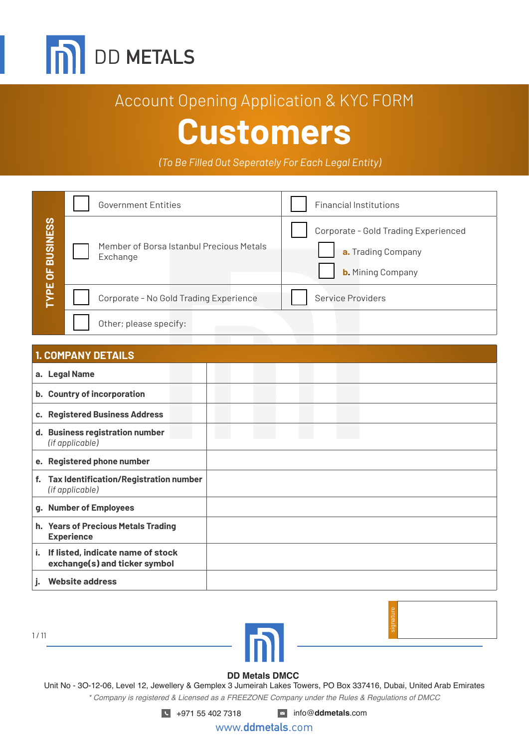DD METALS

# Account Opening Application & KYC FORM

# Customers

*(To Be Filled Out Seperately For Each Legal Entity)*

| TYPE OF BUSINESS | | |
|---|---|---|
| | ☐ Government Entities | ☐ Financial Institutions |
| | ☐ Member of Borsa Istanbul Precious Metals Exchange | ☐ Corporate - Gold Trading Experienced<br>☐ **a.** Trading Company<br>☐ **b.** Mining Company |
| | ☐ Corporate - No Gold Trading Experience | ☐ Service Providers |
| | ☐ Other; please specify: | |

## 1. COMPANY DETAILS

| | |
|---|---|
| **a. Legal Name** | |
| **b. Country of incorporation** | |
| **c. Registered Business Address** | |
| **d. Business registration number** *(if applicable)* | |
| **e. Registered phone number** | |
| **f. Tax Identification/Registration number** *(if applicable)* | |
| **g. Number of Employees** | |
| **h. Years of Precious Metals Trading Experience** | |
| **i. If listed, indicate name of stock exchange(s) and ticker symbol** | |
| **j. Website address** | |

signature

**DD Metals DMCC**

Unit No - 3O-12-06, Level 12, Jewellery & Gemplex 3 Jumeirah Lakes Towers, PO Box 337416, Dubai, United Arab Emirates

*\* Company is registered & Licensed as a FREEZONE Company under the Rules & Regulations of DMCC*

+971 55 402 7318 info@ddmetals.com

www.ddmetals.com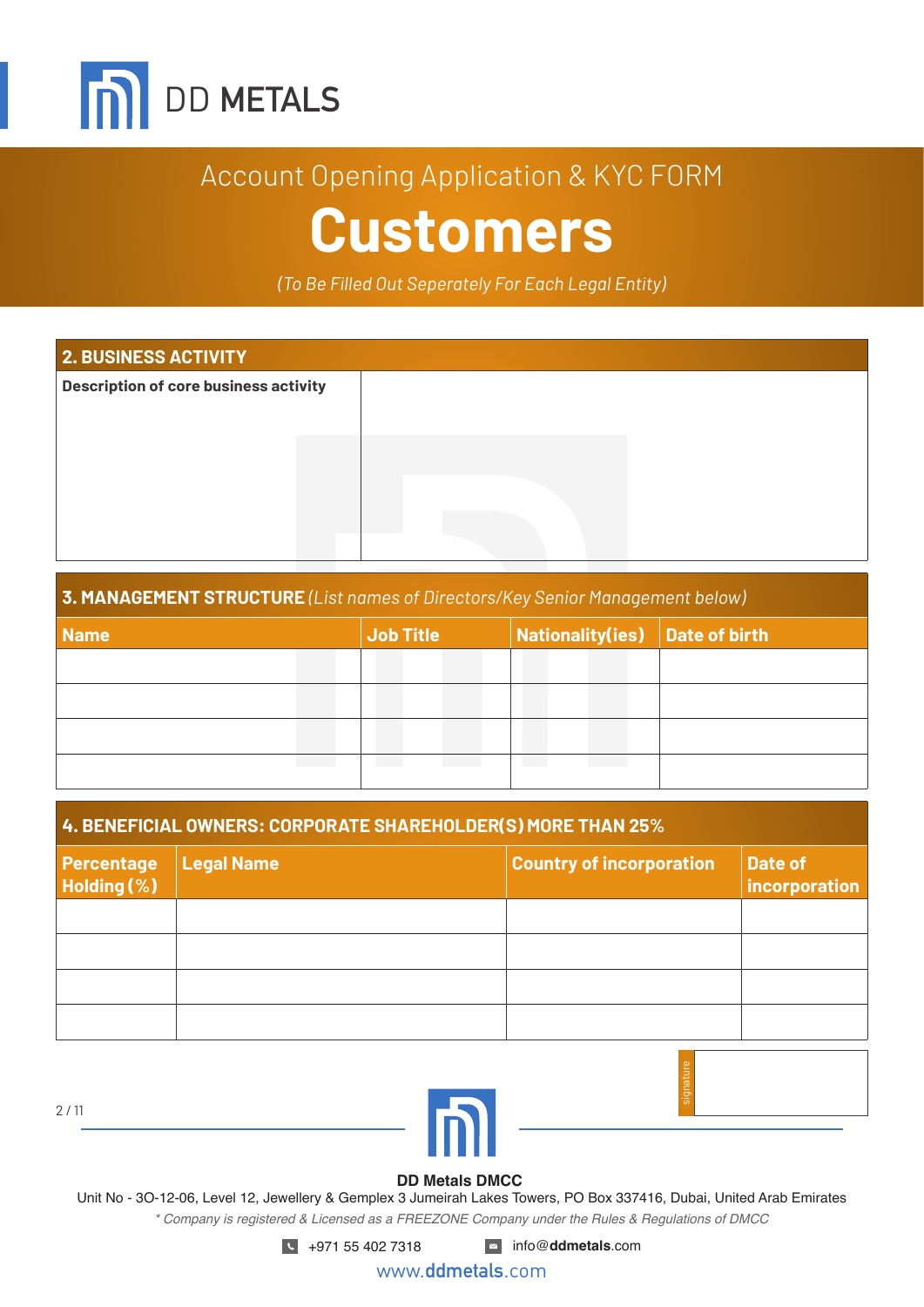DD METALS

Account Opening Application & KYC FORM

# Customers

*(To Be Filled Out Seperately For Each Legal Entity)*

## 2. BUSINESS ACTIVITY

| Description of core business activity | |
|---|---|

## 3. MANAGEMENT STRUCTURE *(List names of Directors/Key Senior Management below)*

| Name | Job Title | Nationality(ies) | Date of birth |
|---|---|---|---|
| | | | |
| | | | |
| | | | |
| | | | |

## 4. BENEFICIAL OWNERS: CORPORATE SHAREHOLDER(S) MORE THAN 25%

| Percentage Holding (%) | Legal Name | Country of incorporation | Date of incorporation |
|---|---|---|---|
| | | | |
| | | | |
| | | | |
| | | | |

signature

**DD Metals DMCC**

Unit No - 3O-12-06, Level 12, Jewellery & Gemplex 3 Jumeirah Lakes Towers, PO Box 337416, Dubai, United Arab Emirates

*\* Company is registered & Licensed as a FREEZONE Company under the Rules & Regulations of DMCC*

+971 55 402 7318 info@**ddmetals**.com

www.**ddmetals**.com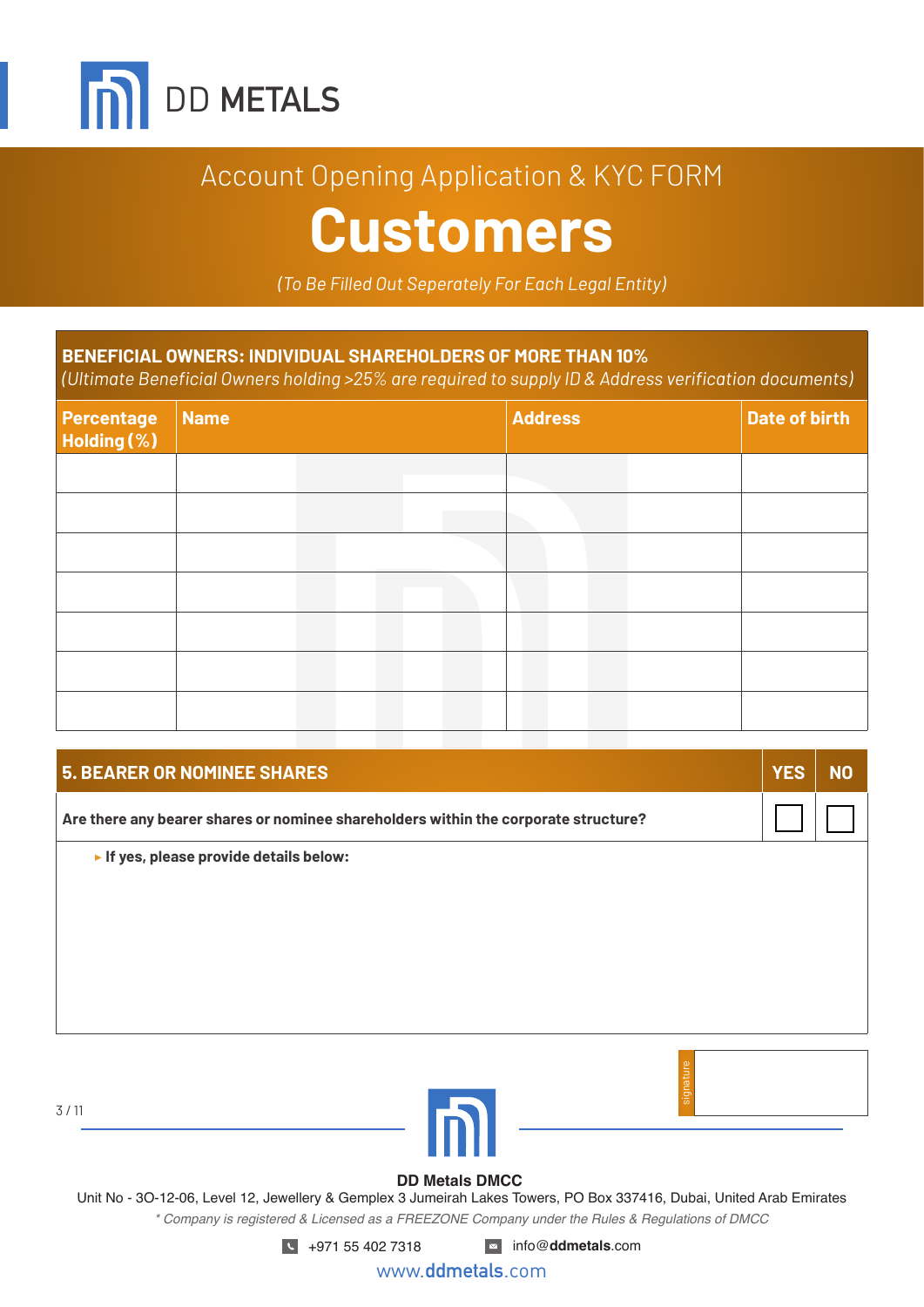DD METALS

Account Opening Application & KYC FORM

# Customers

*(To Be Filled Out Seperately For Each Legal Entity)*

## BENEFICIAL OWNERS: INDIVIDUAL SHAREHOLDERS OF MORE THAN 10%

*(Ultimate Beneficial Owners holding >25% are required to supply ID & Address verification documents)*

| Percentage Holding (%) | Name | Address | Date of birth |
|---|---|---|---|
| | | | |
| | | | |
| | | | |
| | | | |
| | | | |
| | | | |
| | | | |

## 5. BEARER OR NOMINEE SHARES

| | YES | NO |
|---|---|---|
| **Are there any bearer shares or nominee shareholders within the corporate structure?** | ☐ | ☐ |

▸ **If yes, please provide details below:**

signature

**DD Metals DMCC**

Unit No - 3O-12-06, Level 12, Jewellery & Gemplex 3 Jumeirah Lakes Towers, PO Box 337416, Dubai, United Arab Emirates

*\* Company is registered & Licensed as a FREEZONE Company under the Rules & Regulations of DMCC*

+971 55 402 7318 info@ddmetals.com

www.ddmetals.com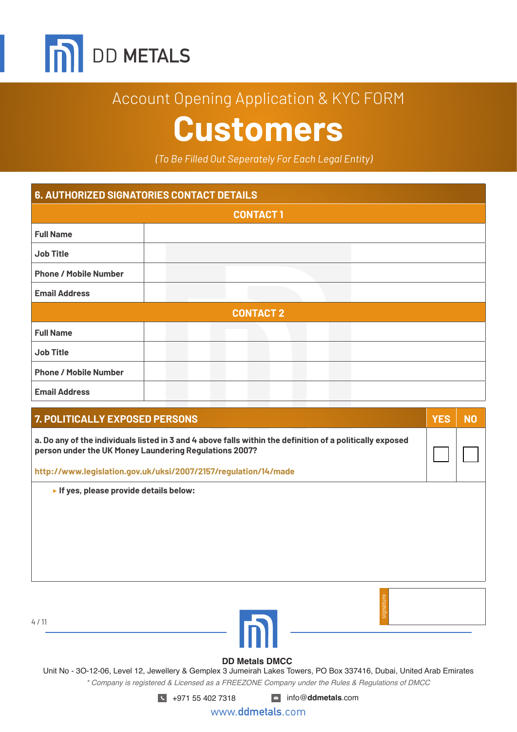DD METALS

Account Opening Application & KYC FORM

# Customers

*(To Be Filled Out Seperately For Each Legal Entity)*

## 6. AUTHORIZED SIGNATORIES CONTACT DETAILS

| CONTACT 1 | |
|---|---|
| **Full Name** | |
| **Job Title** | |
| **Phone / Mobile Number** | |
| **Email Address** | |

| CONTACT 2 | |
|---|---|
| **Full Name** | |
| **Job Title** | |
| **Phone / Mobile Number** | |
| **Email Address** | |

## 7. POLITICALLY EXPOSED PERSONS

| | YES | NO |
|---|---|---|
| **a. Do any of the individuals listed in 3 and 4 above falls within the definition of a politically exposed person under the UK Money Laundering Regulations 2007?** http://www.legislation.gov.uk/uksi/2007/2157/regulation/14/made | ☐ | ☐ |

▸ **If yes, please provide details below:**

signature

**DD Metals DMCC**

Unit No - 3O-12-06, Level 12, Jewellery & Gemplex 3 Jumeirah Lakes Towers, PO Box 337416, Dubai, United Arab Emirates

*\* Company is registered & Licensed as a FREEZONE Company under the Rules & Regulations of DMCC*

+971 55 402 7318  info@ddmetals.com

www.ddmetals.com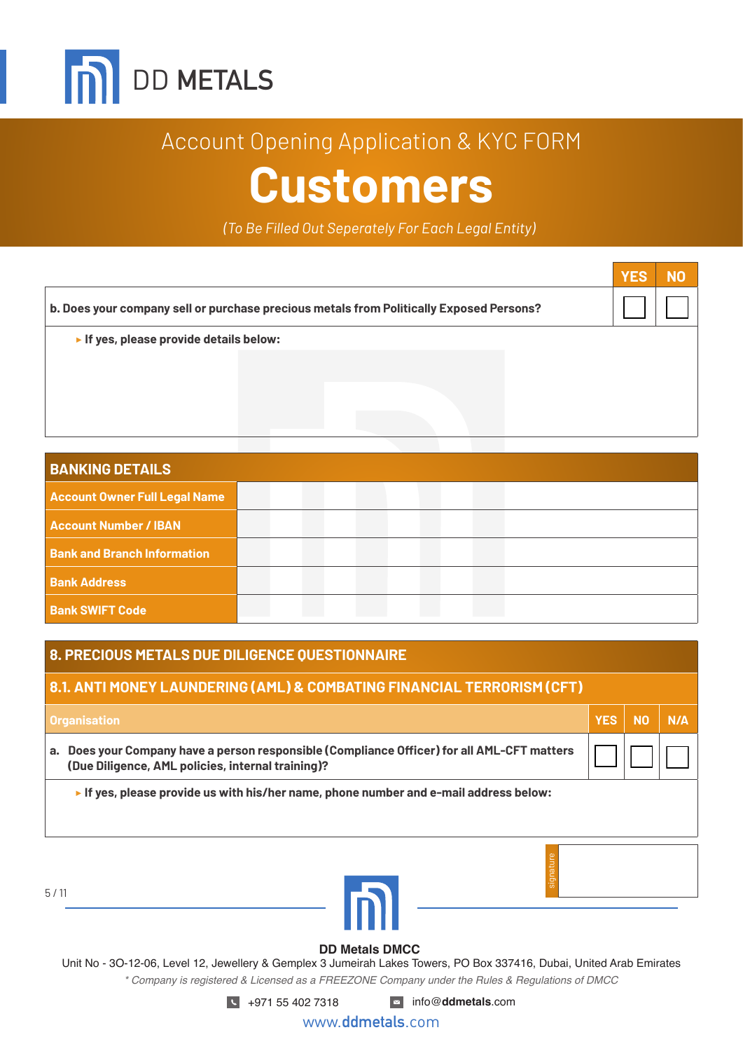# DD METALS

Account Opening Application & KYC FORM

# Customers

*(To Be Filled Out Seperately For Each Legal Entity)*

| | YES | NO |
|---|---|---|
| **b. Does your company sell or purchase precious metals from Politically Exposed Persons?** | ☐ | ☐ |

▸ **If yes, please provide details below:**

## BANKING DETAILS

| | |
|---|---|
| **Account Owner Full Legal Name** | |
| **Account Number / IBAN** | |
| **Bank and Branch Information** | |
| **Bank Address** | |
| **Bank SWIFT Code** | |

## 8. PRECIOUS METALS DUE DILIGENCE QUESTIONNAIRE

### 8.1. ANTI MONEY LAUNDERING (AML) & COMBATING FINANCIAL TERRORISM (CFT)

| Organisation | YES | NO | N/A |
|---|---|---|---|
| **a. Does your Company have a person responsible (Compliance Officer) for all AML-CFT matters (Due Diligence, AML policies, internal training)?** | ☐ | ☐ | ☐ |

▸ **If yes, please provide us with his/her name, phone number and e-mail address below:**

signature

**DD Metals DMCC**

Unit No - 3O-12-06, Level 12, Jewellery & Gemplex 3 Jumeirah Lakes Towers, PO Box 337416, Dubai, United Arab Emirates

*\* Company is registered & Licensed as a FREEZONE Company under the Rules & Regulations of DMCC*

+971 55 402 7318 info@ddmetals.com

www.ddmetals.com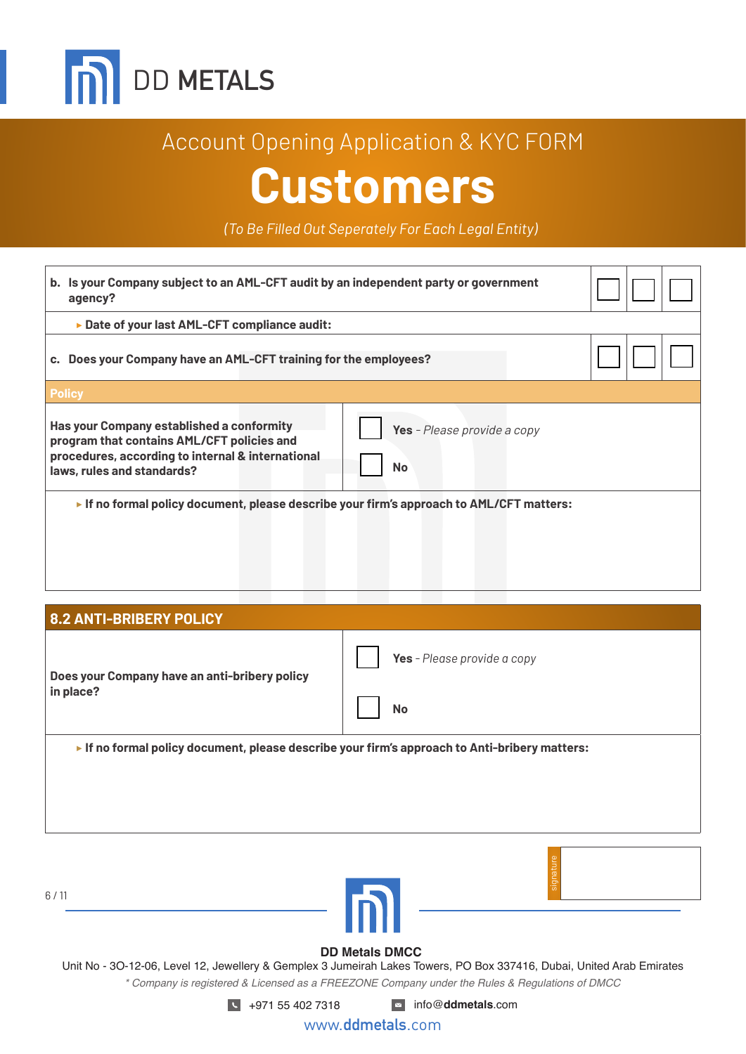DD METALS

# Account Opening Application & KYC FORM

# Customers

*(To Be Filled Out Seperately For Each Legal Entity)*

| | | | |
|---|---|---|---|
| **b. Is your Company subject to an AML-CFT audit by an independent party or government agency?** | ☐ | ☐ | ☐ |
| ▸ **Date of your last AML-CFT compliance audit:** | | | |
| **c. Does your Company have an AML-CFT training for the employees?** | ☐ | ☐ | ☐ |

**Policy**

| | |
|---|---|
| **Has your Company established a conformity program that contains AML/CFT policies and procedures, according to internal & international laws, rules and standards?** | ☐ **Yes** - *Please provide a copy*<br>☐ **No** |

▸ **If no formal policy document, please describe your firm's approach to AML/CFT matters:**

## 8.2 ANTI-BRIBERY POLICY

| | |
|---|---|
| **Does your Company have an anti-bribery policy in place?** | ☐ **Yes** - *Please provide a copy*<br>☐ **No** |

▸ **If no formal policy document, please describe your firm's approach to Anti-bribery matters:**

signature

**DD Metals DMCC**

Unit No - 3O-12-06, Level 12, Jewellery & Gemplex 3 Jumeirah Lakes Towers, PO Box 337416, Dubai, United Arab Emirates

*\* Company is registered & Licensed as a FREEZONE Company under the Rules & Regulations of DMCC*

+971 55 402 7318 info@**ddmetals**.com

www.**ddmetals**.com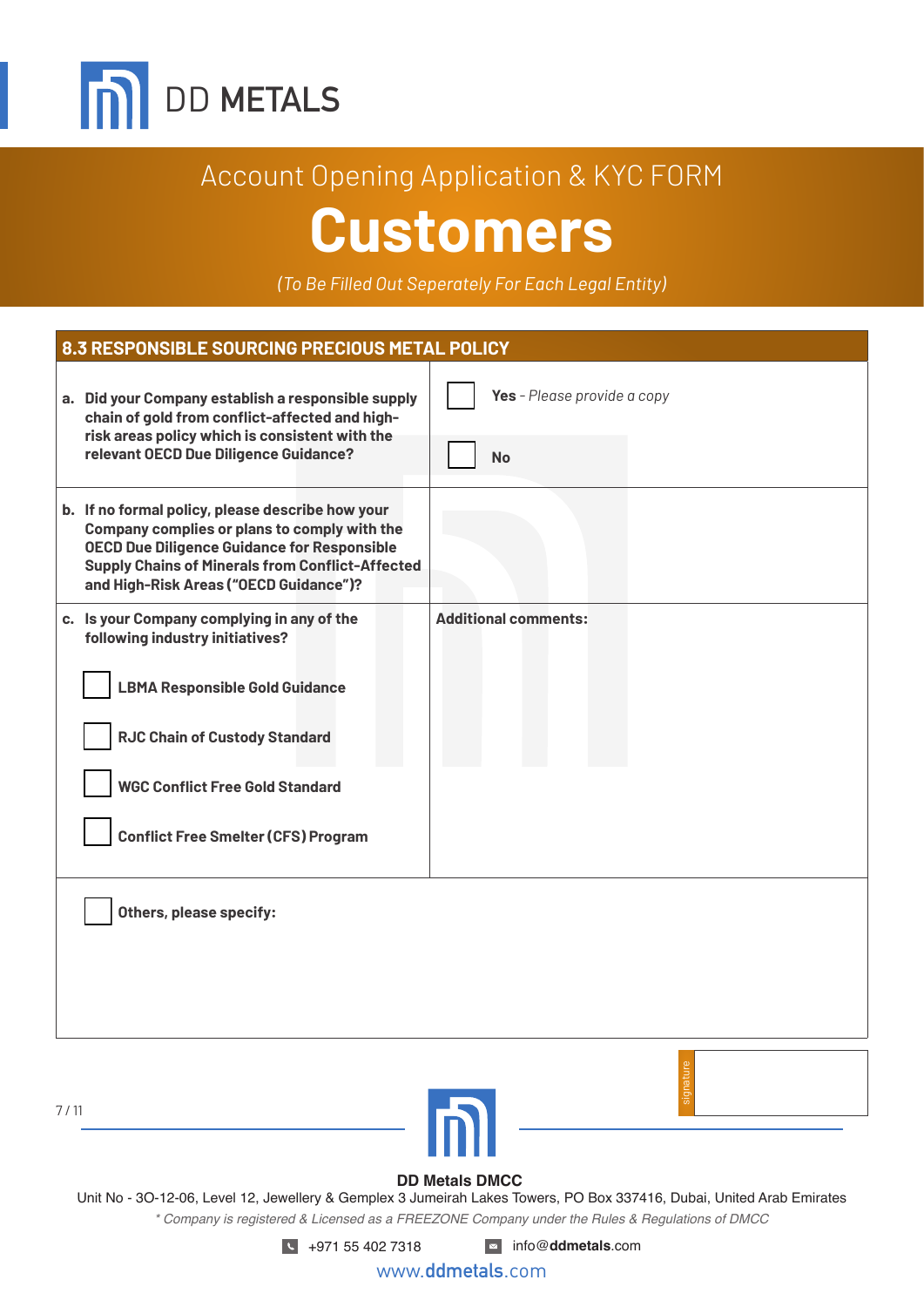DD METALS

Account Opening Application & KYC FORM

# Customers

*(To Be Filled Out Seperately For Each Legal Entity)*

## 8.3 RESPONSIBLE SOURCING PRECIOUS METAL POLICY

| | |
|---|---|
| **a. Did your Company establish a responsible supply chain of gold from conflict-affected and high-risk areas policy which is consistent with the relevant OECD Due Diligence Guidance?** | ☐ **Yes** - *Please provide a copy*<br>☐ **No** |
| **b. If no formal policy, please describe how your Company complies or plans to comply with the OECD Due Diligence Guidance for Responsible Supply Chains of Minerals from Conflict-Affected and High-Risk Areas ("OECD Guidance")?** | |
| **c. Is your Company complying in any of the following industry initiatives?**<br>☐ **LBMA Responsible Gold Guidance**<br>☐ **RJC Chain of Custody Standard**<br>☐ **WGC Conflict Free Gold Standard**<br>☐ **Conflict Free Smelter (CFS) Program** | **Additional comments:** |
| ☐ **Others, please specify:** | |

signature

**DD Metals DMCC**

Unit No - 3O-12-06, Level 12, Jewellery & Gemplex 3 Jumeirah Lakes Towers, PO Box 337416, Dubai, United Arab Emirates

*\* Company is registered & Licensed as a FREEZONE Company under the Rules & Regulations of DMCC*

+971 55 402 7318 info@ddmetals.com

www.ddmetals.com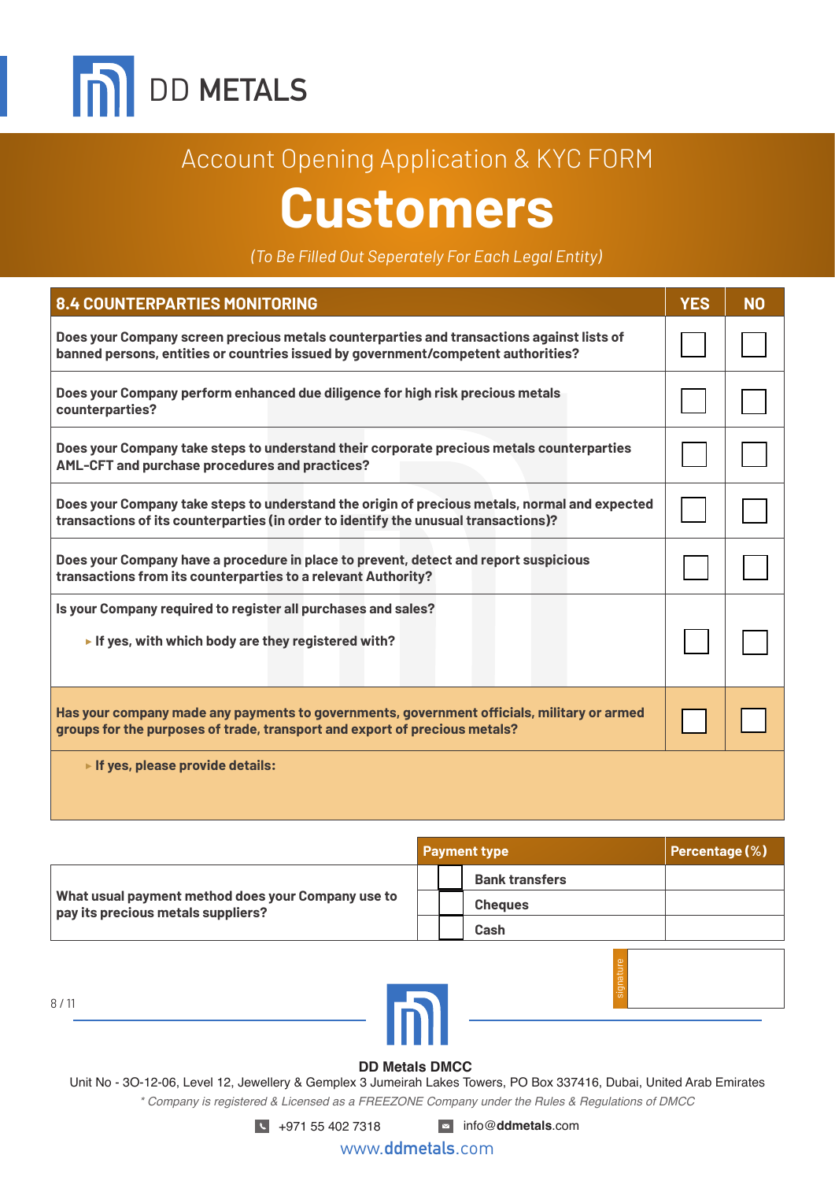# DD METALS

## Account Opening Application & KYC FORM

# Customers

*(To Be Filled Out Seperately For Each Legal Entity)*

| 8.4 COUNTERPARTIES MONITORING | YES | NO |
|---|---|---|
| Does your Company screen precious metals counterparties and transactions against lists of banned persons, entities or countries issued by government/competent authorities? | ☐ | ☐ |
| Does your Company perform enhanced due diligence for high risk precious metals counterparties? | ☐ | ☐ |
| Does your Company take steps to understand their corporate precious metals counterparties AML-CFT and purchase procedures and practices? | ☐ | ☐ |
| Does your Company take steps to understand the origin of precious metals, normal and expected transactions of its counterparties (in order to identify the unusual transactions)? | ☐ | ☐ |
| Does your Company have a procedure in place to prevent, detect and report suspicious transactions from its counterparties to a relevant Authority? | ☐ | ☐ |
| Is your Company required to register all purchases and sales? ▸ If yes, with which body are they registered with? | ☐ | ☐ |
| Has your company made any payments to governments, government officials, military or armed groups for the purposes of trade, transport and export of precious metals? | ☐ | ☐ |
| ▸ If yes, please provide details: | | |

| | Payment type | Percentage (%) |
|---|---|---|
| What usual payment method does your Company use to pay its precious metals suppliers? | ☐ Bank transfers | |
| | ☐ Cheques | |
| | ☐ Cash | |

signature

**DD Metals DMCC**

Unit No - 3O-12-06, Level 12, Jewellery & Gemplex 3 Jumeirah Lakes Towers, PO Box 337416, Dubai, United Arab Emirates

*\* Company is registered & Licensed as a FREEZONE Company under the Rules & Regulations of DMCC*

+971 55 402 7318 info@ddmetals.com

www.ddmetals.com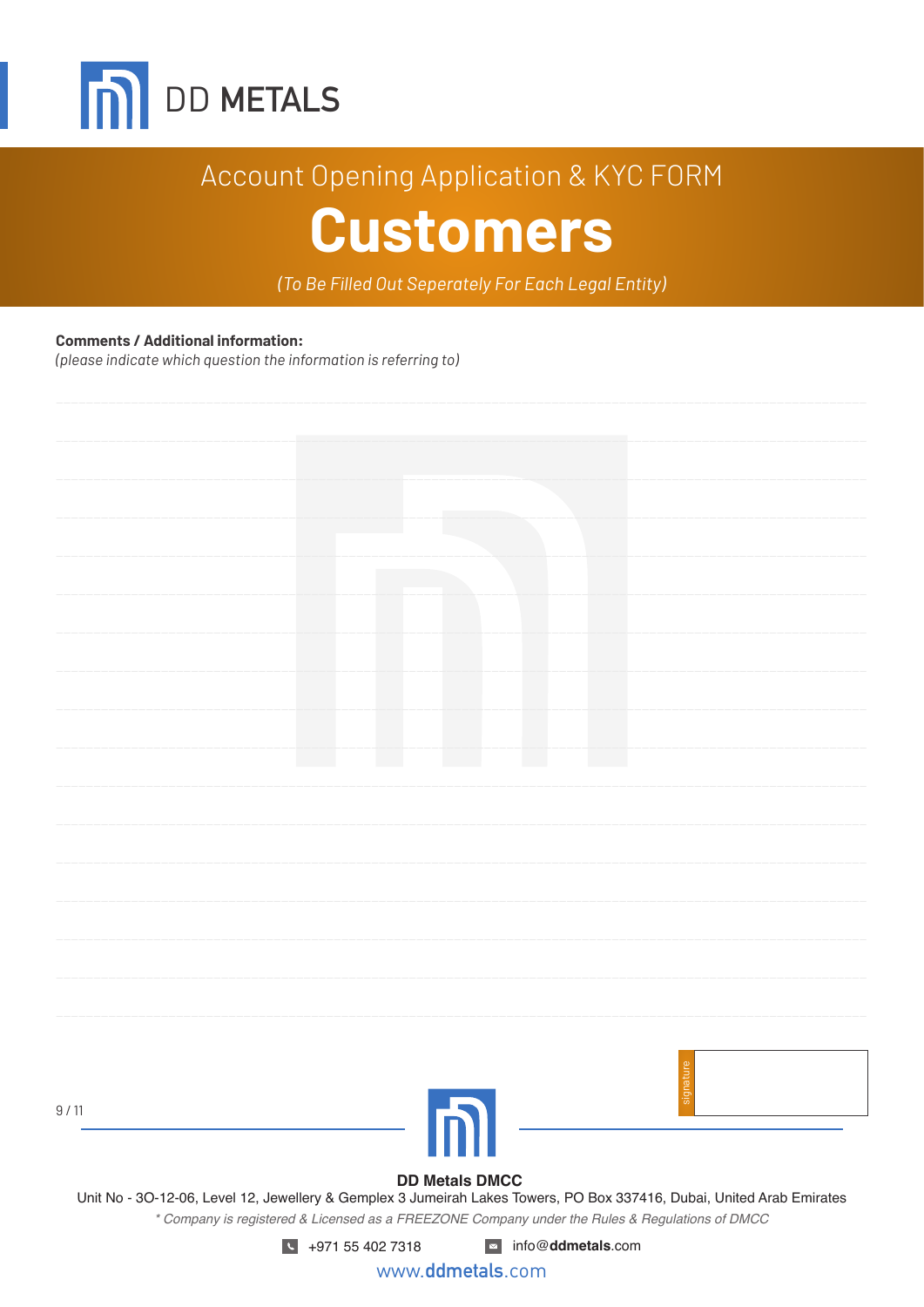DD METALS

Account Opening Application & KYC FORM

# Customers

*(To Be Filled Out Seperately For Each Legal Entity)*

**Comments / Additional information:**
*(please indicate which question the information is referring to)*

signature

**DD Metals DMCC**
Unit No - 3O-12-06, Level 12, Jewellery & Gemplex 3 Jumeirah Lakes Towers, PO Box 337416, Dubai, United Arab Emirates
*\* Company is registered & Licensed as a FREEZONE Company under the Rules & Regulations of DMCC*

+971 55 402 7318 info@**ddmetals**.com

www.**ddmetals**.com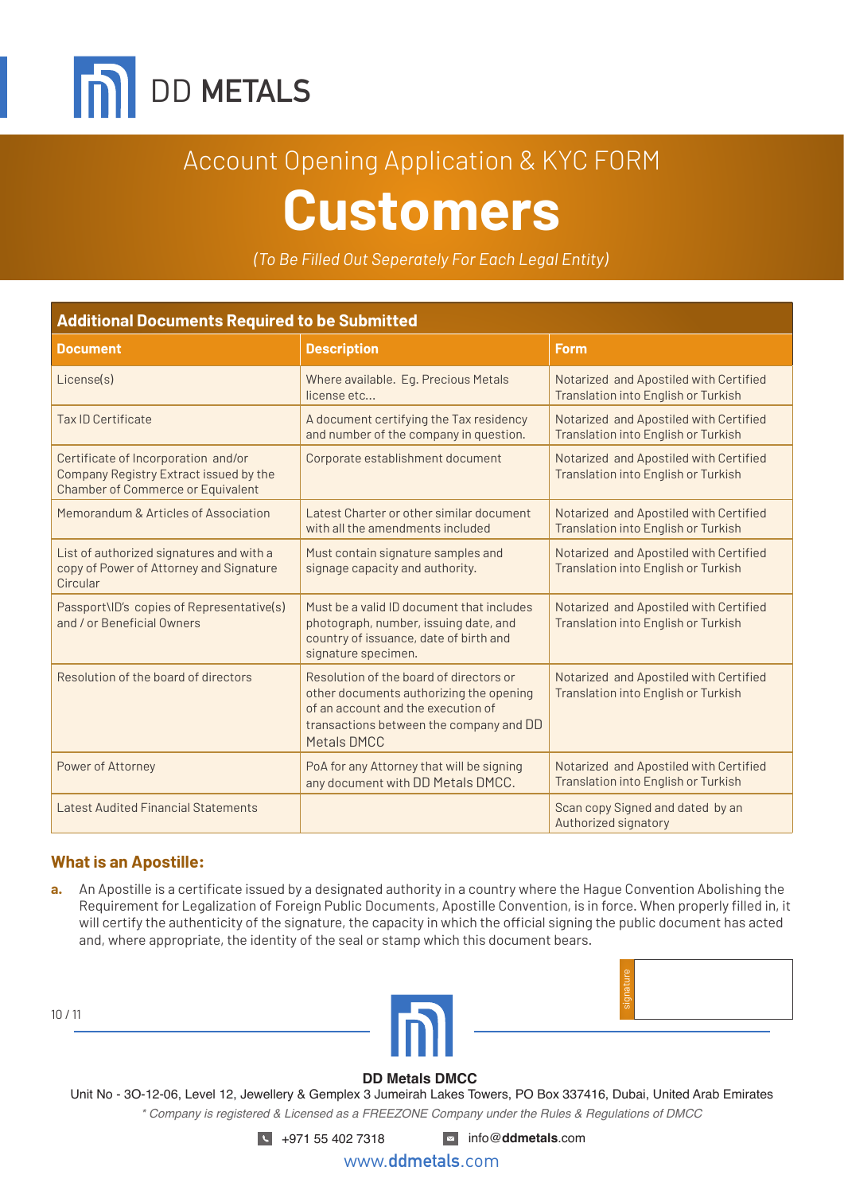DD METALS

Account Opening Application & KYC FORM

# Customers

*(To Be Filled Out Seperately For Each Legal Entity)*

## Additional Documents Required to be Submitted

| Document | Description | Form |
|---|---|---|
| License(s) | Where available. Eg. Precious Metals license etc... | Notarized and Apostiled with Certified Translation into English or Turkish |
| Tax ID Certificate | A document certifying the Tax residency and number of the company in question. | Notarized and Apostiled with Certified Translation into English or Turkish |
| Certificate of Incorporation and/or Company Registry Extract issued by the Chamber of Commerce or Equivalent | Corporate establishment document | Notarized and Apostiled with Certified Translation into English or Turkish |
| Memorandum & Articles of Association | Latest Charter or other similar document with all the amendments included | Notarized and Apostiled with Certified Translation into English or Turkish |
| List of authorized signatures and with a copy of Power of Attorney and Signature Circular | Must contain signature samples and signage capacity and authority. | Notarized and Apostiled with Certified Translation into English or Turkish |
| Passport\ID's copies of Representative(s) and / or Beneficial Owners | Must be a valid ID document that includes photograph, number, issuing date, and country of issuance, date of birth and signature specimen. | Notarized and Apostiled with Certified Translation into English or Turkish |
| Resolution of the board of directors | Resolution of the board of directors or other documents authorizing the opening of an account and the execution of transactions between the company and DD Metals DMCC | Notarized and Apostiled with Certified Translation into English or Turkish |
| Power of Attorney | PoA for any Attorney that will be signing any document with DD Metals DMCC. | Notarized and Apostiled with Certified Translation into English or Turkish |
| Latest Audited Financial Statements | | Scan copy Signed and dated by an Authorized signatory |

### What is an Apostille:

**a.** An Apostille is a certificate issued by a designated authority in a country where the Hague Convention Abolishing the Requirement for Legalization of Foreign Public Documents, Apostille Convention, is in force. When properly filled in, it will certify the authenticity of the signature, the capacity in which the official signing the public document has acted and, where appropriate, the identity of the seal or stamp which this document bears.

signature

**DD Metals DMCC**

Unit No - 3O-12-06, Level 12, Jewellery & Gemplex 3 Jumeirah Lakes Towers, PO Box 337416, Dubai, United Arab Emirates

*\* Company is registered & Licensed as a FREEZONE Company under the Rules & Regulations of DMCC*

+971 55 402 7318 info@ddmetals.com

www.ddmetals.com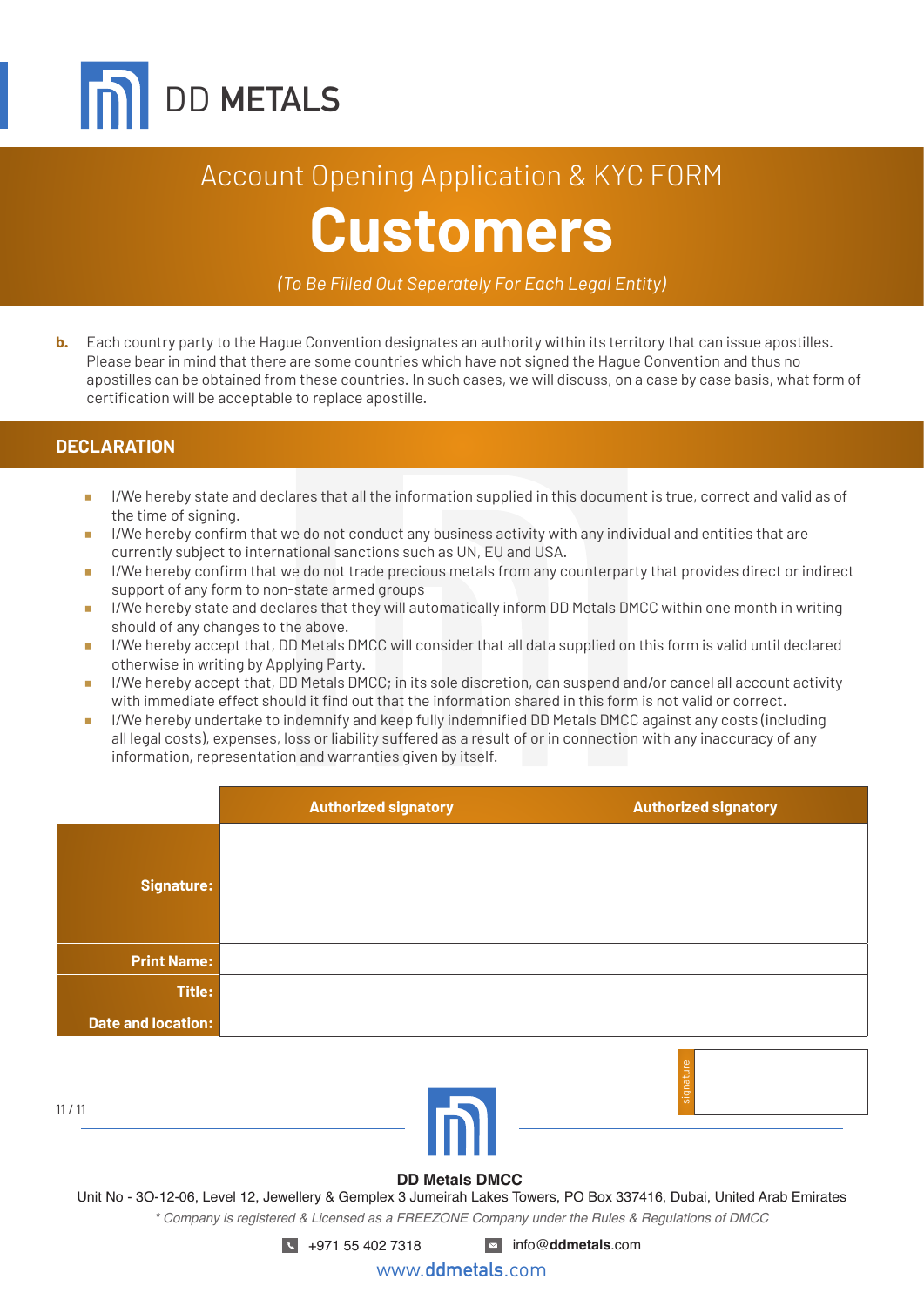# DD METALS

Account Opening Application & KYC FORM

# Customers

*(To Be Filled Out Seperately For Each Legal Entity)*

**b.** Each country party to the Hague Convention designates an authority within its territory that can issue apostilles. Please bear in mind that there are some countries which have not signed the Hague Convention and thus no apostilles can be obtained from these countries. In such cases, we will discuss, on a case by case basis, what form of certification will be acceptable to replace apostille.

## DECLARATION

- I/We hereby state and declares that all the information supplied in this document is true, correct and valid as of the time of signing.
- I/We hereby confirm that we do not conduct any business activity with any individual and entities that are currently subject to international sanctions such as UN, EU and USA.
- I/We hereby confirm that we do not trade precious metals from any counterparty that provides direct or indirect support of any form to non-state armed groups
- I/We hereby state and declares that they will automatically inform DD Metals DMCC within one month in writing should of any changes to the above.
- I/We hereby accept that, DD Metals DMCC will consider that all data supplied on this form is valid until declared otherwise in writing by Applying Party.
- I/We hereby accept that, DD Metals DMCC; in its sole discretion, can suspend and/or cancel all account activity with immediate effect should it find out that the information shared in this form is not valid or correct.
- I/We hereby undertake to indemnify and keep fully indemnified DD Metals DMCC against any costs (including all legal costs), expenses, loss or liability suffered as a result of or in connection with any inaccuracy of any information, representation and warranties given by itself.

| | Authorized signatory | Authorized signatory |
|---|---|---|
| **Signature:** | | |
| **Print Name:** | | |
| **Title:** | | |
| **Date and location:** | | |

signature

**DD Metals DMCC**
Unit No - 3O-12-06, Level 12, Jewellery & Gemplex 3 Jumeirah Lakes Towers, PO Box 337416, Dubai, United Arab Emirates
*\* Company is registered & Licensed as a FREEZONE Company under the Rules & Regulations of DMCC*

+971 55 402 7318 info@ddmetals.com
www.ddmetals.com